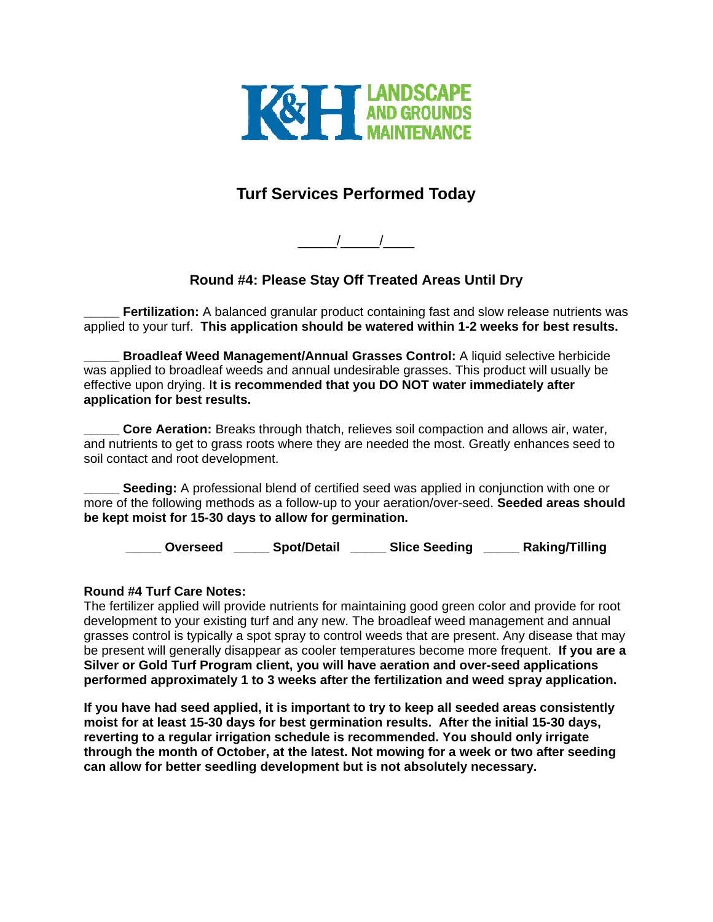K&H LANDSCAPE AND GROUNDS MAINTENANCE

# Turf Services Performed Today

_____/_____/____

## Round #4: Please Stay Off Treated Areas Until Dry

_____ **Fertilization:** A balanced granular product containing fast and slow release nutrients was applied to your turf. **This application should be watered within 1-2 weeks for best results.**

_____ **Broadleaf Weed Management/Annual Grasses Control:** A liquid selective herbicide was applied to broadleaf weeds and annual undesirable grasses. This product will usually be effective upon drying. I**t is recommended that you DO NOT water immediately after application for best results.**

_____ **Core Aeration:** Breaks through thatch, relieves soil compaction and allows air, water, and nutrients to get to grass roots where they are needed the most. Greatly enhances seed to soil contact and root development.

_____ **Seeding:** A professional blend of certified seed was applied in conjunction with one or more of the following methods as a follow-up to your aeration/over-seed. **Seeded areas should be kept moist for 15-30 days to allow for germination.**

**_____ Overseed _____ Spot/Detail _____ Slice Seeding _____ Raking/Tilling**

**Round #4 Turf Care Notes:**
The fertilizer applied will provide nutrients for maintaining good green color and provide for root development to your existing turf and any new. The broadleaf weed management and annual grasses control is typically a spot spray to control weeds that are present. Any disease that may be present will generally disappear as cooler temperatures become more frequent. **If you are a Silver or Gold Turf Program client, you will have aeration and over-seed applications performed approximately 1 to 3 weeks after the fertilization and weed spray application.**

**If you have had seed applied, it is important to try to keep all seeded areas consistently moist for at least 15-30 days for best germination results. After the initial 15-30 days, reverting to a regular irrigation schedule is recommended. You should only irrigate through the month of October, at the latest. Not mowing for a week or two after seeding can allow for better seedling development but is not absolutely necessary.**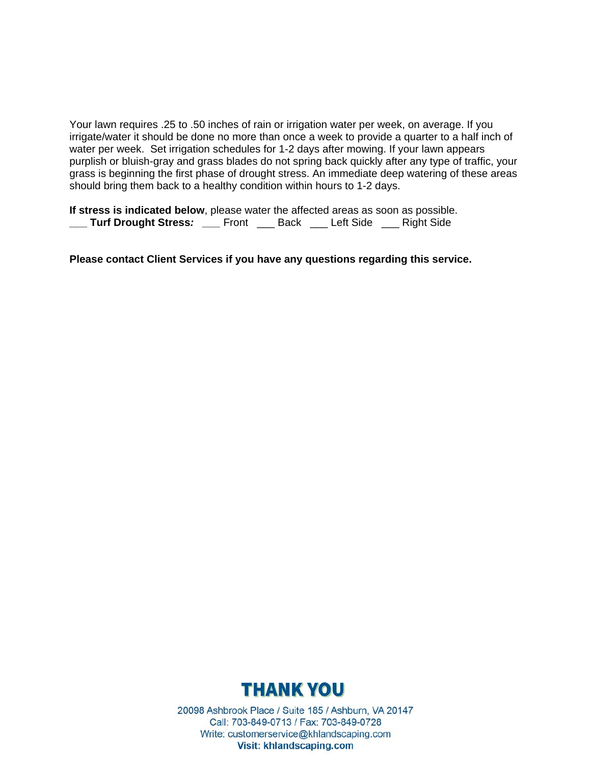Your lawn requires .25 to .50 inches of rain or irrigation water per week, on average. If you irrigate/water it should be done no more than once a week to provide a quarter to a half inch of water per week. Set irrigation schedules for 1-2 days after mowing. If your lawn appears purplish or bluish-gray and grass blades do not spring back quickly after any type of traffic, your grass is beginning the first phase of drought stress. An immediate deep watering of these areas should bring them back to a healthy condition within hours to 1-2 days.

**If stress is indicated below**, please water the affected areas as soon as possible.
___ **Turf Drought Stress*:*** ___ Front ___ Back ___ Left Side ___ Right Side

**Please contact Client Services if you have any questions regarding this service.**

**THANK YOU**

20098 Ashbrook Place / Suite 185 / Ashburn, VA 20147
Call: 703-849-0713 / Fax: 703-849-0728
Write: customerservice@khlandscaping.com
**Visit: khlandscaping.com**